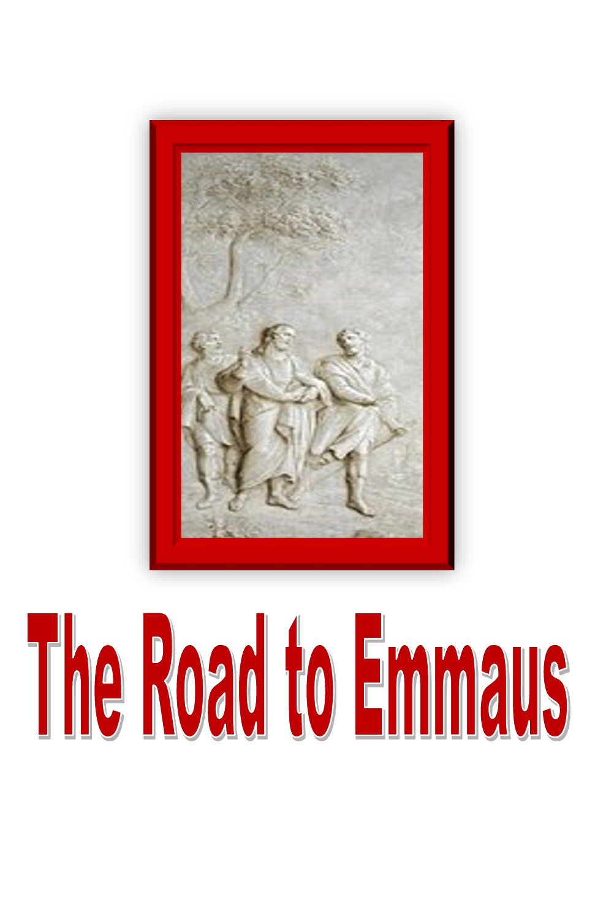# The Road to Emmaus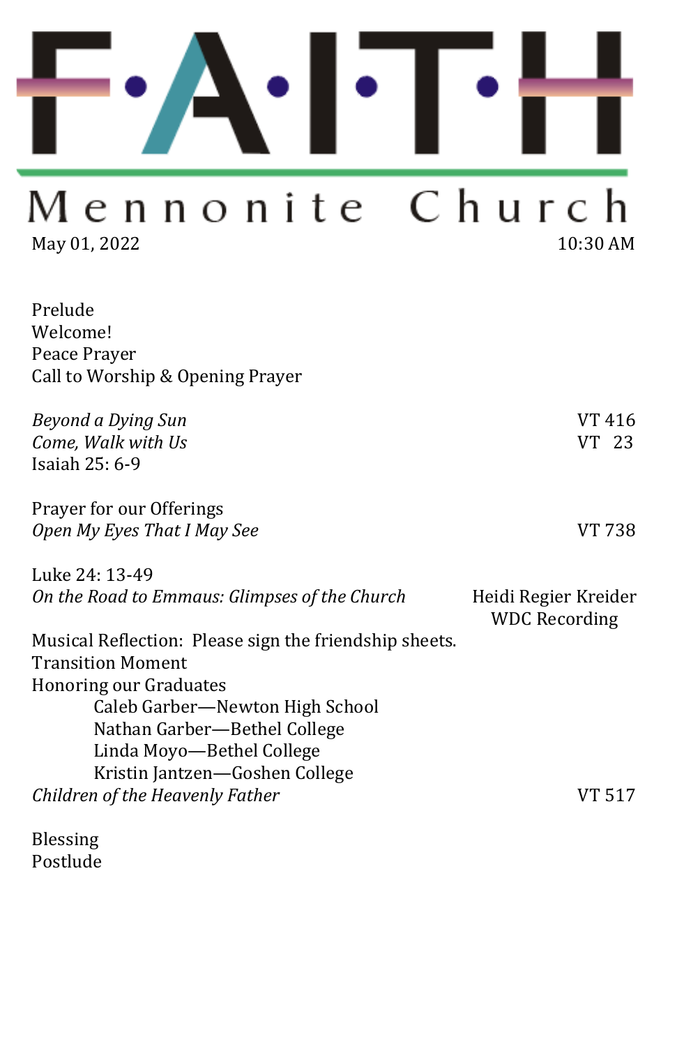# F·A·I·T·H

## Mennonite Church

May 01, 2022 10:30 AM

Prelude
Welcome!
Peace Prayer
Call to Worship & Opening Prayer

*Beyond a Dying Sun* VT 416
*Come, Walk with Us* VT 23
Isaiah 25: 6-9

Prayer for our Offerings
*Open My Eyes That I May See* VT 738

Luke 24: 13-49
*On the Road to Emmaus: Glimpses of the Church* Heidi Regier Kreider
WDC Recording

Musical Reflection: Please sign the friendship sheets.
Transition Moment
Honoring our Graduates

- Caleb Garber—Newton High School
- Nathan Garber—Bethel College
- Linda Moyo—Bethel College
- Kristin Jantzen—Goshen College

*Children of the Heavenly Father* VT 517

Blessing
Postlude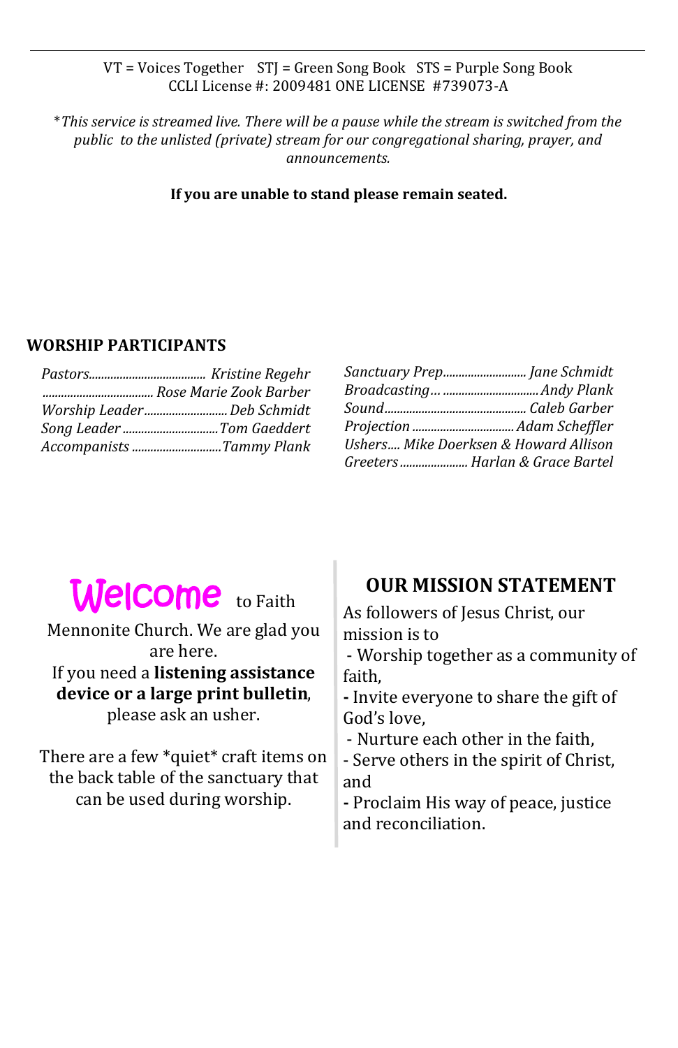VT = Voices Together   STJ = Green Song Book   STS = Purple Song Book
CCLI License #: 2009481 ONE LICENSE #739073-A

*This service is streamed live. There will be a pause while the stream is switched from the public to the unlisted (private) stream for our congregational sharing, prayer, and announcements.*

**If you are unable to stand please remain seated.**

## WORSHIP PARTICIPANTS

*Pastors...................................... Kristine Regehr*
*.................................... Rose Marie Zook Barber*
*Worship Leader.......................... Deb Schmidt*
*Song Leader .............................. Tom Gaeddert*
*Accompanists ............................ Tammy Plank*

*Sanctuary Prep.......................... Jane Schmidt*
*Broadcasting… .............................. Andy Plank*
*Sound............................................ Caleb Garber*
*Projection ................................ Adam Scheffler*
*Ushers.... Mike Doerksen & Howard Allison*
*Greeters ..................... Harlan & Grace Bartel*

**Welcome** to Faith Mennonite Church. We are glad you are here.
If you need a **listening assistance device or a large print bulletin**, please ask an usher.

There are a few *quiet* craft items on the back table of the sanctuary that can be used during worship.

## OUR MISSION STATEMENT

As followers of Jesus Christ, our mission is to

- Worship together as a community of faith,
- Invite everyone to share the gift of God's love,
- Nurture each other in the faith,
- Serve others in the spirit of Christ, and
- Proclaim His way of peace, justice and reconciliation.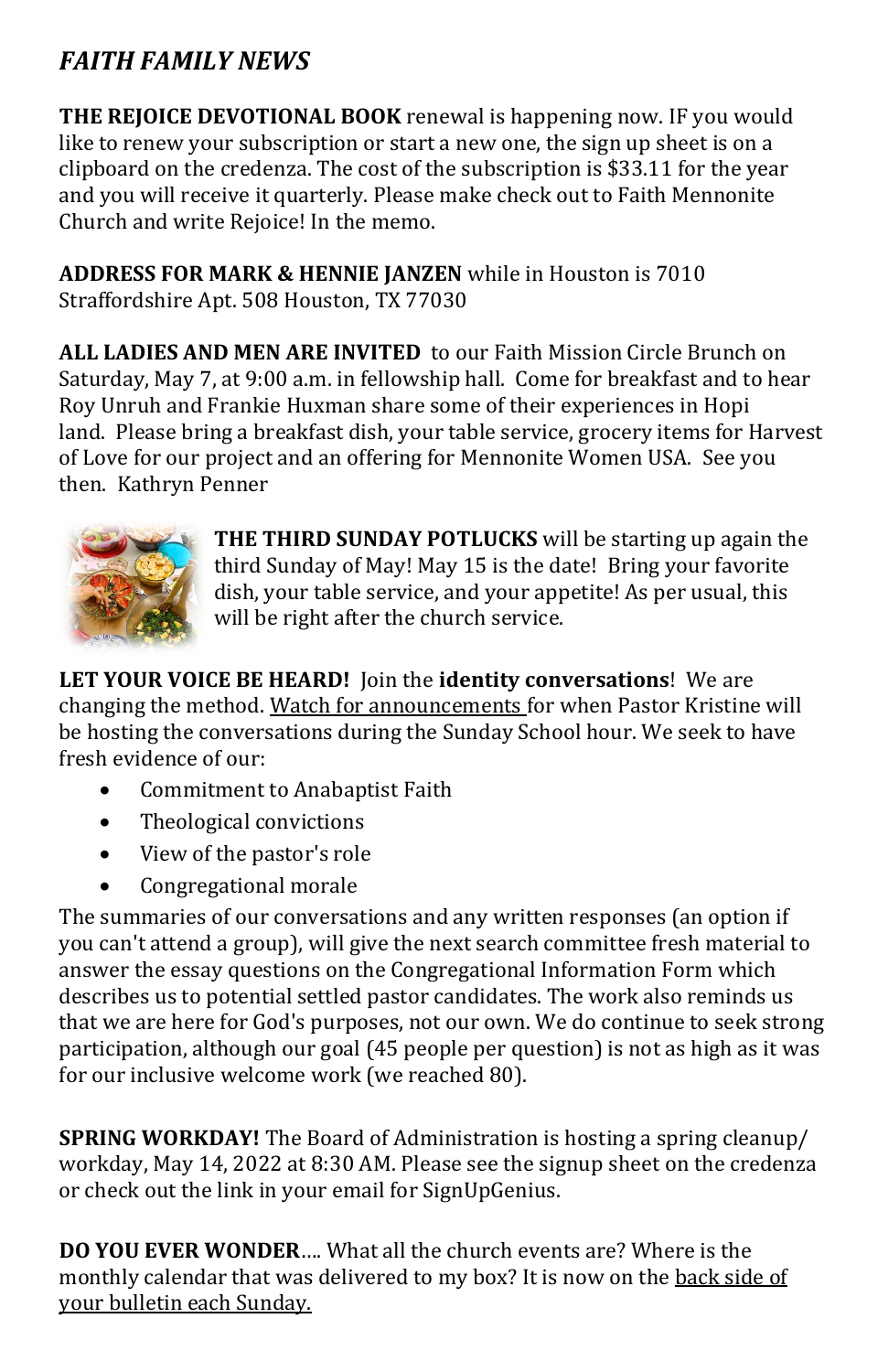## *FAITH FAMILY NEWS*

**THE REJOICE DEVOTIONAL BOOK** renewal is happening now. IF you would like to renew your subscription or start a new one, the sign up sheet is on a clipboard on the credenza. The cost of the subscription is $33.11 for the year and you will receive it quarterly. Please make check out to Faith Mennonite Church and write Rejoice! In the memo.

**ADDRESS FOR MARK & HENNIE JANZEN** while in Houston is 7010 Straffordshire Apt. 508 Houston, TX 77030

**ALL LADIES AND MEN ARE INVITED** to our Faith Mission Circle Brunch on Saturday, May 7, at 9:00 a.m. in fellowship hall. Come for breakfast and to hear Roy Unruh and Frankie Huxman share some of their experiences in Hopi land. Please bring a breakfast dish, your table service, grocery items for Harvest of Love for our project and an offering for Mennonite Women USA. See you then. Kathryn Penner

**THE THIRD SUNDAY POTLUCKS** will be starting up again the third Sunday of May! May 15 is the date! Bring your favorite dish, your table service, and your appetite! As per usual, this will be right after the church service.

**LET YOUR VOICE BE HEARD!** Join the **identity conversations**! We are changing the method. Watch for announcements for when Pastor Kristine will be hosting the conversations during the Sunday School hour. We seek to have fresh evidence of our:

- Commitment to Anabaptist Faith
- Theological convictions
- View of the pastor's role
- Congregational morale

The summaries of our conversations and any written responses (an option if you can't attend a group), will give the next search committee fresh material to answer the essay questions on the Congregational Information Form which describes us to potential settled pastor candidates. The work also reminds us that we are here for God's purposes, not our own. We do continue to seek strong participation, although our goal (45 people per question) is not as high as it was for our inclusive welcome work (we reached 80).

**SPRING WORKDAY!** The Board of Administration is hosting a spring cleanup/ workday, May 14, 2022 at 8:30 AM. Please see the signup sheet on the credenza or check out the link in your email for SignUpGenius.

**DO YOU EVER WONDER**…. What all the church events are? Where is the monthly calendar that was delivered to my box? It is now on the back side of your bulletin each Sunday.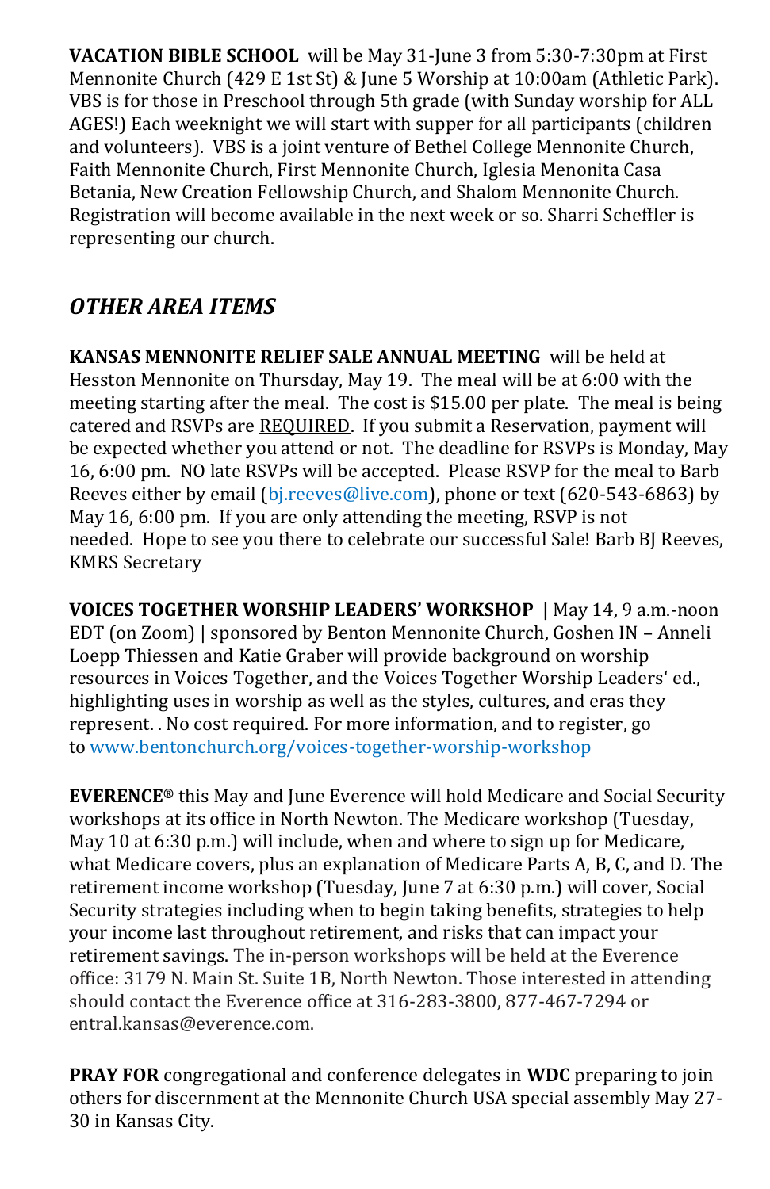**VACATION BIBLE SCHOOL** will be May 31-June 3 from 5:30-7:30pm at First Mennonite Church (429 E 1st St) & June 5 Worship at 10:00am (Athletic Park). VBS is for those in Preschool through 5th grade (with Sunday worship for ALL AGES!) Each weeknight we will start with supper for all participants (children and volunteers). VBS is a joint venture of Bethel College Mennonite Church, Faith Mennonite Church, First Mennonite Church, Iglesia Menonita Casa Betania, New Creation Fellowship Church, and Shalom Mennonite Church. Registration will become available in the next week or so. Sharri Scheffler is representing our church.

## *OTHER AREA ITEMS*

**KANSAS MENNONITE RELIEF SALE ANNUAL MEETING** will be held at Hesston Mennonite on Thursday, May 19. The meal will be at 6:00 with the meeting starting after the meal. The cost is $15.00 per plate. The meal is being catered and RSVPs are REQUIRED. If you submit a Reservation, payment will be expected whether you attend or not. The deadline for RSVPs is Monday, May 16, 6:00 pm. NO late RSVPs will be accepted. Please RSVP for the meal to Barb Reeves either by email (bj.reeves@live.com), phone or text (620-543-6863) by May 16, 6:00 pm. If you are only attending the meeting, RSVP is not needed. Hope to see you there to celebrate our successful Sale! Barb BJ Reeves, KMRS Secretary

**VOICES TOGETHER WORSHIP LEADERS' WORKSHOP |** May 14, 9 a.m.-noon EDT (on Zoom) | sponsored by Benton Mennonite Church, Goshen IN – Anneli Loepp Thiessen and Katie Graber will provide background on worship resources in Voices Together, and the Voices Together Worship Leaders' ed., highlighting uses in worship as well as the styles, cultures, and eras they represent. . No cost required. For more information, and to register, go to www.bentonchurch.org/voices-together-worship-workshop

**EVERENCE®** this May and June Everence will hold Medicare and Social Security workshops at its office in North Newton. The Medicare workshop (Tuesday, May 10 at 6:30 p.m.) will include, when and where to sign up for Medicare, what Medicare covers, plus an explanation of Medicare Parts A, B, C, and D. The retirement income workshop (Tuesday, June 7 at 6:30 p.m.) will cover, Social Security strategies including when to begin taking benefits, strategies to help your income last throughout retirement, and risks that can impact your retirement savings. The in-person workshops will be held at the Everence office: 3179 N. Main St. Suite 1B, North Newton. Those interested in attending should contact the Everence office at 316-283-3800, 877-467-7294 or entral.kansas@everence.com.

**PRAY FOR** congregational and conference delegates in **WDC** preparing to join others for discernment at the Mennonite Church USA special assembly May 27-30 in Kansas City.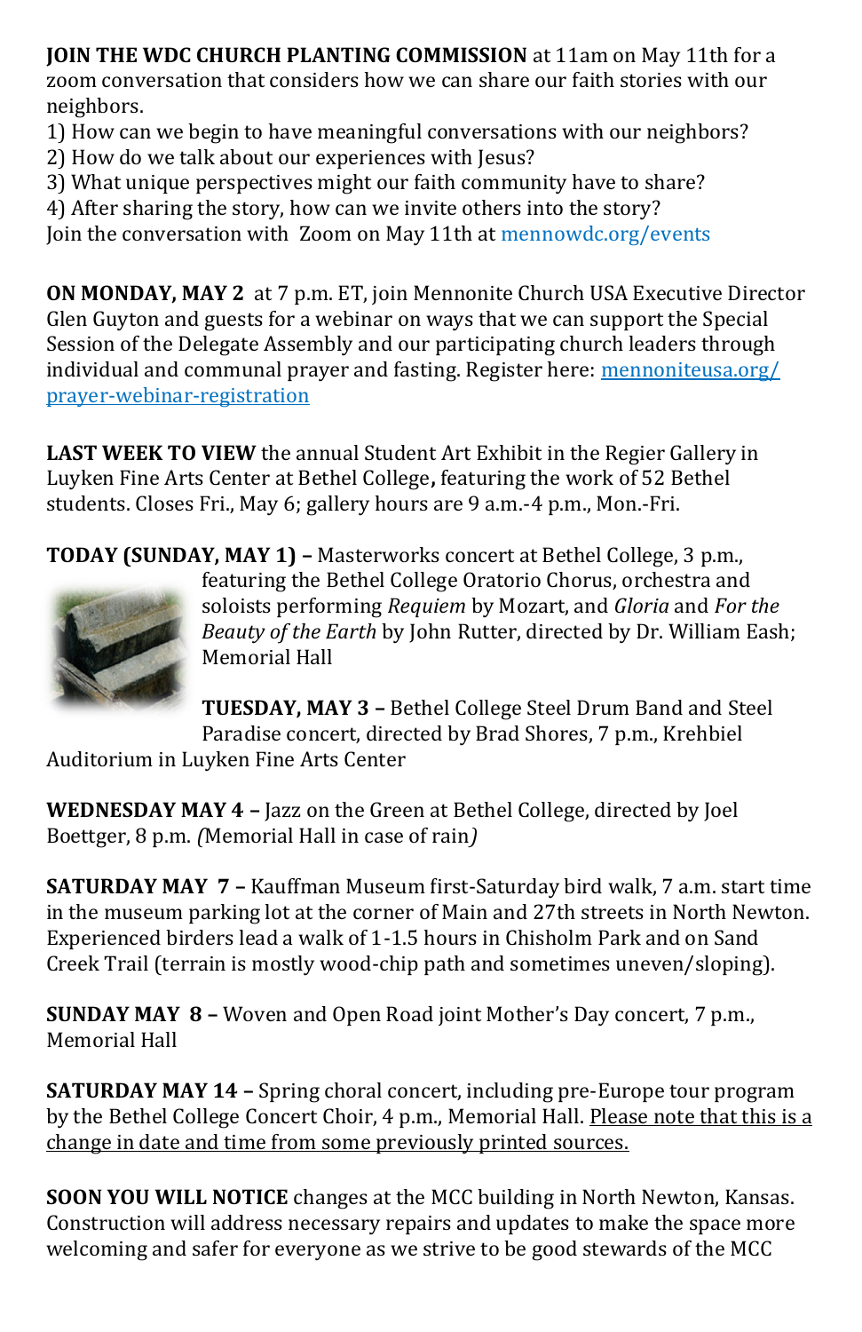**JOIN THE WDC CHURCH PLANTING COMMISSION** at 11am on May 11th for a zoom conversation that considers how we can share our faith stories with our neighbors.

1) How can we begin to have meaningful conversations with our neighbors?
2) How do we talk about our experiences with Jesus?
3) What unique perspectives might our faith community have to share?
4) After sharing the story, how can we invite others into the story?

Join the conversation with Zoom on May 11th at mennowdc.org/events

**ON MONDAY, MAY 2** at 7 p.m. ET, join Mennonite Church USA Executive Director Glen Guyton and guests for a webinar on ways that we can support the Special Session of the Delegate Assembly and our participating church leaders through individual and communal prayer and fasting. Register here: mennoniteusa.org/prayer-webinar-registration

**LAST WEEK TO VIEW** the annual Student Art Exhibit in the Regier Gallery in Luyken Fine Arts Center at Bethel College**,** featuring the work of 52 Bethel students. Closes Fri., May 6; gallery hours are 9 a.m.-4 p.m., Mon.-Fri.

**TODAY (SUNDAY, MAY 1) –** Masterworks concert at Bethel College, 3 p.m., featuring the Bethel College Oratorio Chorus, orchestra and soloists performing *Requiem* by Mozart, and *Gloria* and *For the Beauty of the Earth* by John Rutter, directed by Dr. William Eash; Memorial Hall

**TUESDAY, MAY 3 –** Bethel College Steel Drum Band and Steel Paradise concert, directed by Brad Shores, 7 p.m., Krehbiel Auditorium in Luyken Fine Arts Center

**WEDNESDAY MAY 4 –** Jazz on the Green at Bethel College, directed by Joel Boettger, 8 p.m. *(*Memorial Hall in case of rain*)*

**SATURDAY MAY 7 –** Kauffman Museum first-Saturday bird walk, 7 a.m. start time in the museum parking lot at the corner of Main and 27th streets in North Newton. Experienced birders lead a walk of 1-1.5 hours in Chisholm Park and on Sand Creek Trail (terrain is mostly wood-chip path and sometimes uneven/sloping).

**SUNDAY MAY 8 –** Woven and Open Road joint Mother's Day concert, 7 p.m., Memorial Hall

**SATURDAY MAY 14 –** Spring choral concert, including pre-Europe tour program by the Bethel College Concert Choir, 4 p.m., Memorial Hall. Please note that this is a change in date and time from some previously printed sources.

**SOON YOU WILL NOTICE** changes at the MCC building in North Newton, Kansas. Construction will address necessary repairs and updates to make the space more welcoming and safer for everyone as we strive to be good stewards of the MCC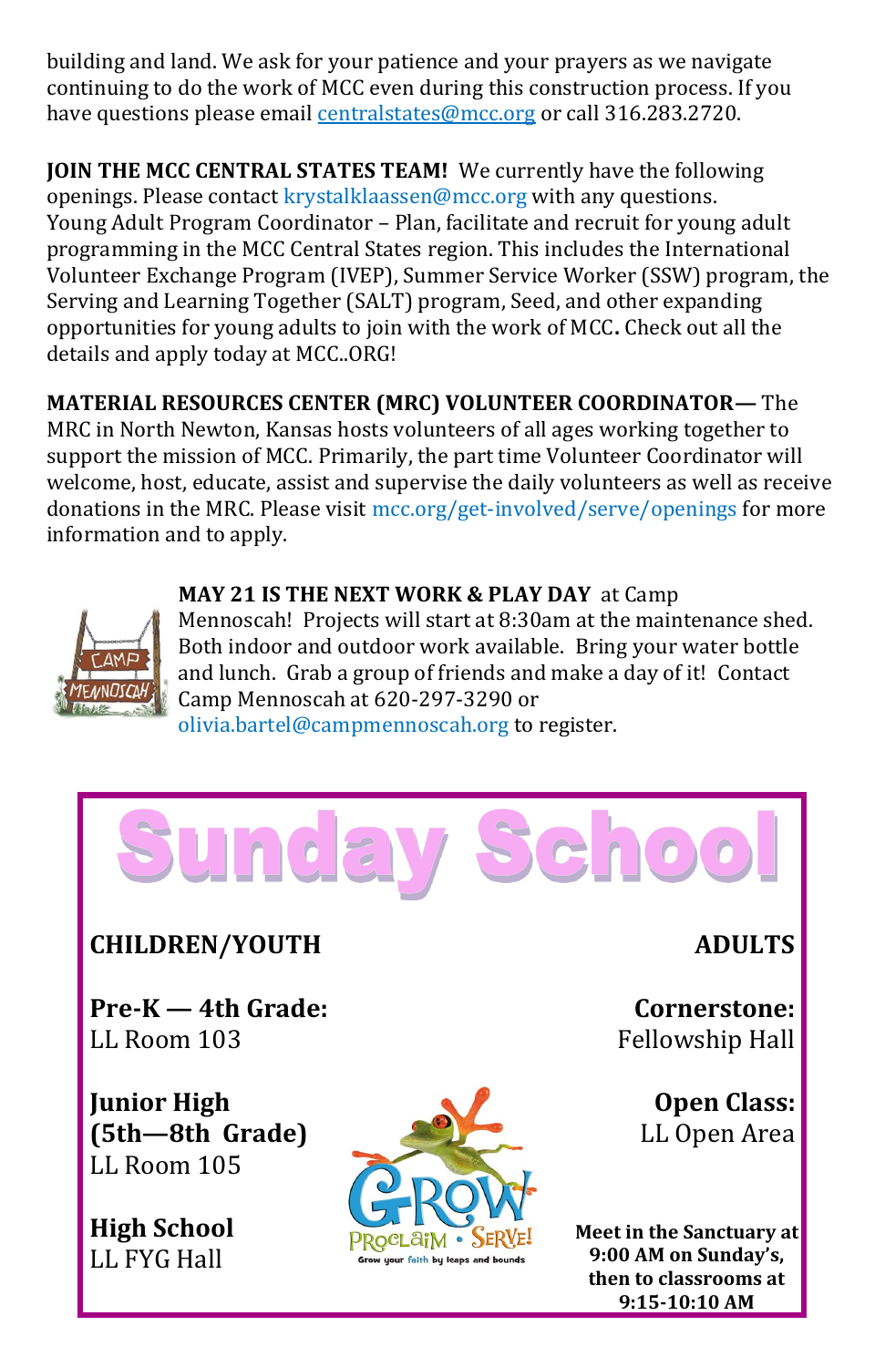building and land. We ask for your patience and your prayers as we navigate continuing to do the work of MCC even during this construction process. If you have questions please email centralstates@mcc.org or call 316.283.2720.

**JOIN THE MCC CENTRAL STATES TEAM!** We currently have the following openings. Please contact krystalklaassen@mcc.org with any questions.
Young Adult Program Coordinator – Plan, facilitate and recruit for young adult programming in the MCC Central States region. This includes the International Volunteer Exchange Program (IVEP), Summer Service Worker (SSW) program, the Serving and Learning Together (SALT) program, Seed, and other expanding opportunities for young adults to join with the work of MCC**.** Check out all the details and apply today at MCC..ORG!

**MATERIAL RESOURCES CENTER (MRC) VOLUNTEER COORDINATOR—** The MRC in North Newton, Kansas hosts volunteers of all ages working together to support the mission of MCC. Primarily, the part time Volunteer Coordinator will welcome, host, educate, assist and supervise the daily volunteers as well as receive donations in the MRC. Please visit mcc.org/get-involved/serve/openings for more information and to apply.

**MAY 21 IS THE NEXT WORK & PLAY DAY** at Camp Mennoscah! Projects will start at 8:30am at the maintenance shed. Both indoor and outdoor work available. Bring your water bottle and lunch. Grab a group of friends and make a day of it! Contact Camp Mennoscah at 620-297-3290 or olivia.bartel@campmennoscah.org to register.

# Sunday School

## CHILDREN/YOUTH

**Pre-K — 4th Grade:**
LL Room 103

**Junior High (5th—8th Grade)**
LL Room 105

**High School**
LL FYG Hall

## ADULTS

**Cornerstone:**
Fellowship Hall

**Open Class:**
LL Open Area

**Meet in the Sanctuary at 9:00 AM on Sunday's, then to classrooms at 9:15-10:10 AM**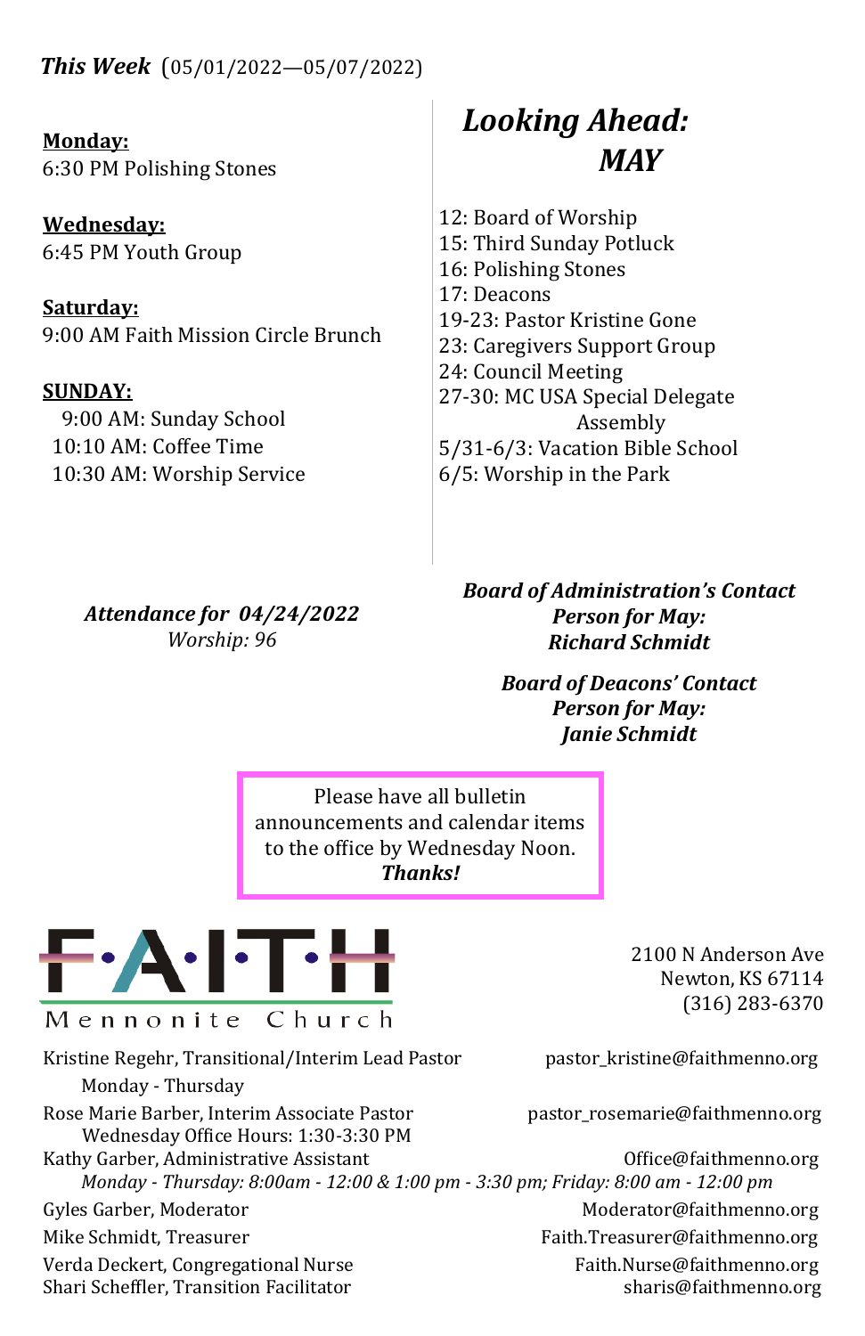***This Week*** (05/01/2022—05/07/2022)

**Monday:**
6:30 PM Polishing Stones

**Wednesday:**
6:45 PM Youth Group

**Saturday:**
9:00 AM Faith Mission Circle Brunch

**SUNDAY:**
9:00 AM: Sunday School
10:10 AM: Coffee Time
10:30 AM: Worship Service

## *Looking Ahead: MAY*

12: Board of Worship
15: Third Sunday Potluck
16: Polishing Stones
17: Deacons
19-23: Pastor Kristine Gone
23: Caregivers Support Group
24: Council Meeting
27-30: MC USA Special Delegate Assembly
5/31-6/3: Vacation Bible School
6/5: Worship in the Park

***Attendance for 04/24/2022***
*Worship: 96*

***Board of Administration's Contact Person for May: Richard Schmidt***

***Board of Deacons' Contact Person for May: Janie Schmidt***

Please have all bulletin announcements and calendar items to the office by Wednesday Noon. ***Thanks!***

FAITH Mennonite Church

2100 N Anderson Ave
Newton, KS 67114
(316) 283-6370

Kristine Regehr, Transitional/Interim Lead Pastor — pastor_kristine@faithmenno.org
Monday - Thursday
Rose Marie Barber, Interim Associate Pastor — pastor_rosemarie@faithmenno.org
Wednesday Office Hours: 1:30-3:30 PM
Kathy Garber, Administrative Assistant — Office@faithmenno.org
*Monday - Thursday: 8:00am - 12:00 & 1:00 pm - 3:30 pm; Friday: 8:00 am - 12:00 pm*
Gyles Garber, Moderator — Moderator@faithmenno.org
Mike Schmidt, Treasurer — Faith.Treasurer@faithmenno.org
Verda Deckert, Congregational Nurse — Faith.Nurse@faithmenno.org
Shari Scheffler, Transition Facilitator — sharis@faithmenno.org